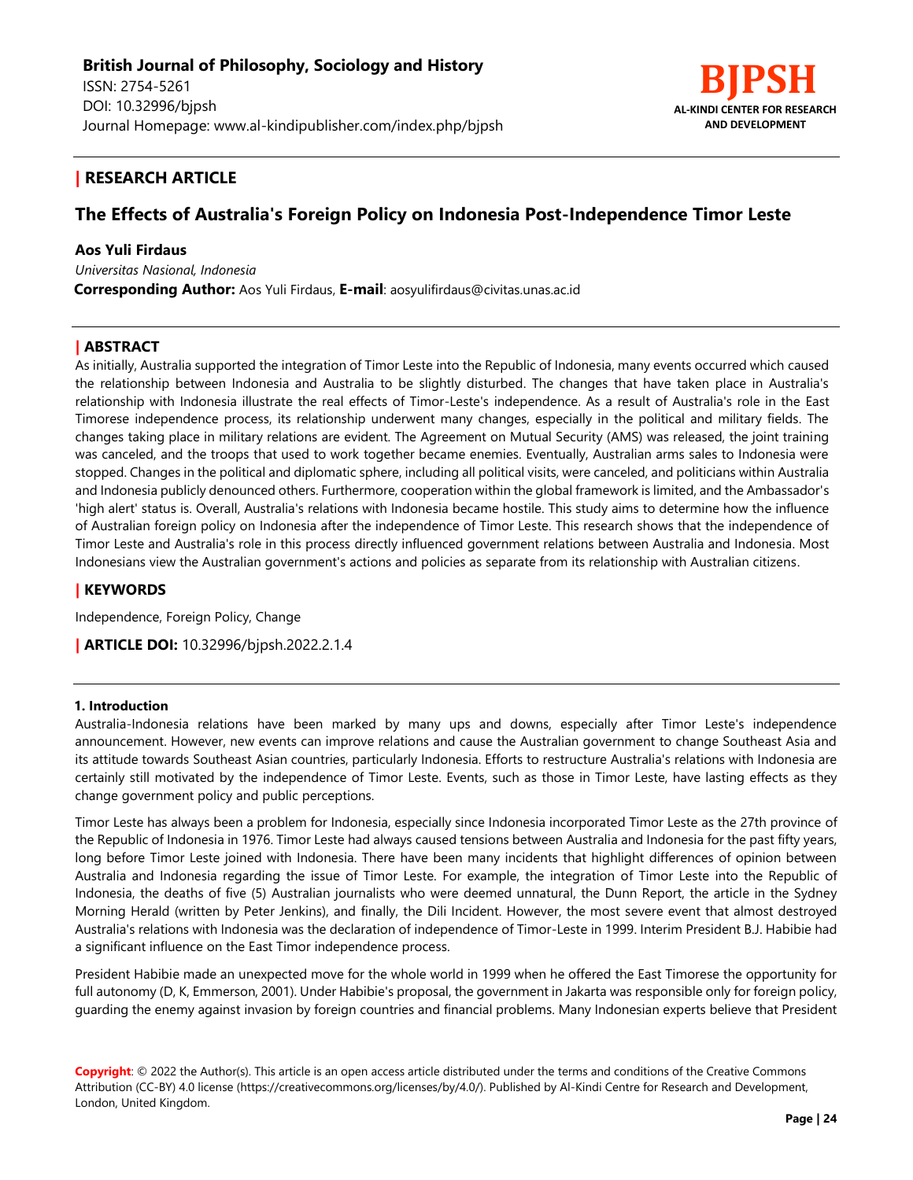**British Journal of Philosophy, Sociology and History**
ISSN: 2754-5261
DOI: 10.32996/bjpsh
Journal Homepage: www.al-kindipublisher.com/index.php/bjpsh

**BJPSH**
**AL-KINDI CENTER FOR RESEARCH AND DEVELOPMENT**

## | RESEARCH ARTICLE

# The Effects of Australia's Foreign Policy on Indonesia Post-Independence Timor Leste

**Aos Yuli Firdaus**
*Universitas Nasional, Indonesia*
**Corresponding Author:** Aos Yuli Firdaus, **E-mail**: aosyulifirdaus@civitas.unas.ac.id

## | ABSTRACT

As initially, Australia supported the integration of Timor Leste into the Republic of Indonesia, many events occurred which caused the relationship between Indonesia and Australia to be slightly disturbed. The changes that have taken place in Australia's relationship with Indonesia illustrate the real effects of Timor-Leste's independence. As a result of Australia's role in the East Timorese independence process, its relationship underwent many changes, especially in the political and military fields. The changes taking place in military relations are evident. The Agreement on Mutual Security (AMS) was released, the joint training was canceled, and the troops that used to work together became enemies. Eventually, Australian arms sales to Indonesia were stopped. Changes in the political and diplomatic sphere, including all political visits, were canceled, and politicians within Australia and Indonesia publicly denounced others. Furthermore, cooperation within the global framework is limited, and the Ambassador's 'high alert' status is. Overall, Australia's relations with Indonesia became hostile. This study aims to determine how the influence of Australian foreign policy on Indonesia after the independence of Timor Leste. This research shows that the independence of Timor Leste and Australia's role in this process directly influenced government relations between Australia and Indonesia. Most Indonesians view the Australian government's actions and policies as separate from its relationship with Australian citizens.

## | KEYWORDS

Independence, Foreign Policy, Change

**| ARTICLE DOI:** 10.32996/bjpsh.2022.2.1.4

### 1. Introduction

Australia-Indonesia relations have been marked by many ups and downs, especially after Timor Leste's independence announcement. However, new events can improve relations and cause the Australian government to change Southeast Asia and its attitude towards Southeast Asian countries, particularly Indonesia. Efforts to restructure Australia's relations with Indonesia are certainly still motivated by the independence of Timor Leste. Events, such as those in Timor Leste, have lasting effects as they change government policy and public perceptions.

Timor Leste has always been a problem for Indonesia, especially since Indonesia incorporated Timor Leste as the 27th province of the Republic of Indonesia in 1976. Timor Leste had always caused tensions between Australia and Indonesia for the past fifty years, long before Timor Leste joined with Indonesia. There have been many incidents that highlight differences of opinion between Australia and Indonesia regarding the issue of Timor Leste. For example, the integration of Timor Leste into the Republic of Indonesia, the deaths of five (5) Australian journalists who were deemed unnatural, the Dunn Report, the article in the Sydney Morning Herald (written by Peter Jenkins), and finally, the Dili Incident. However, the most severe event that almost destroyed Australia's relations with Indonesia was the declaration of independence of Timor-Leste in 1999. Interim President B.J. Habibie had a significant influence on the East Timor independence process.

President Habibie made an unexpected move for the whole world in 1999 when he offered the East Timorese the opportunity for full autonomy (D, K, Emmerson, 2001). Under Habibie's proposal, the government in Jakarta was responsible only for foreign policy, guarding the enemy against invasion by foreign countries and financial problems. Many Indonesian experts believe that President

**Copyright**: © 2022 the Author(s). This article is an open access article distributed under the terms and conditions of the Creative Commons Attribution (CC-BY) 4.0 license (https://creativecommons.org/licenses/by/4.0/). Published by Al-Kindi Centre for Research and Development, London, United Kingdom.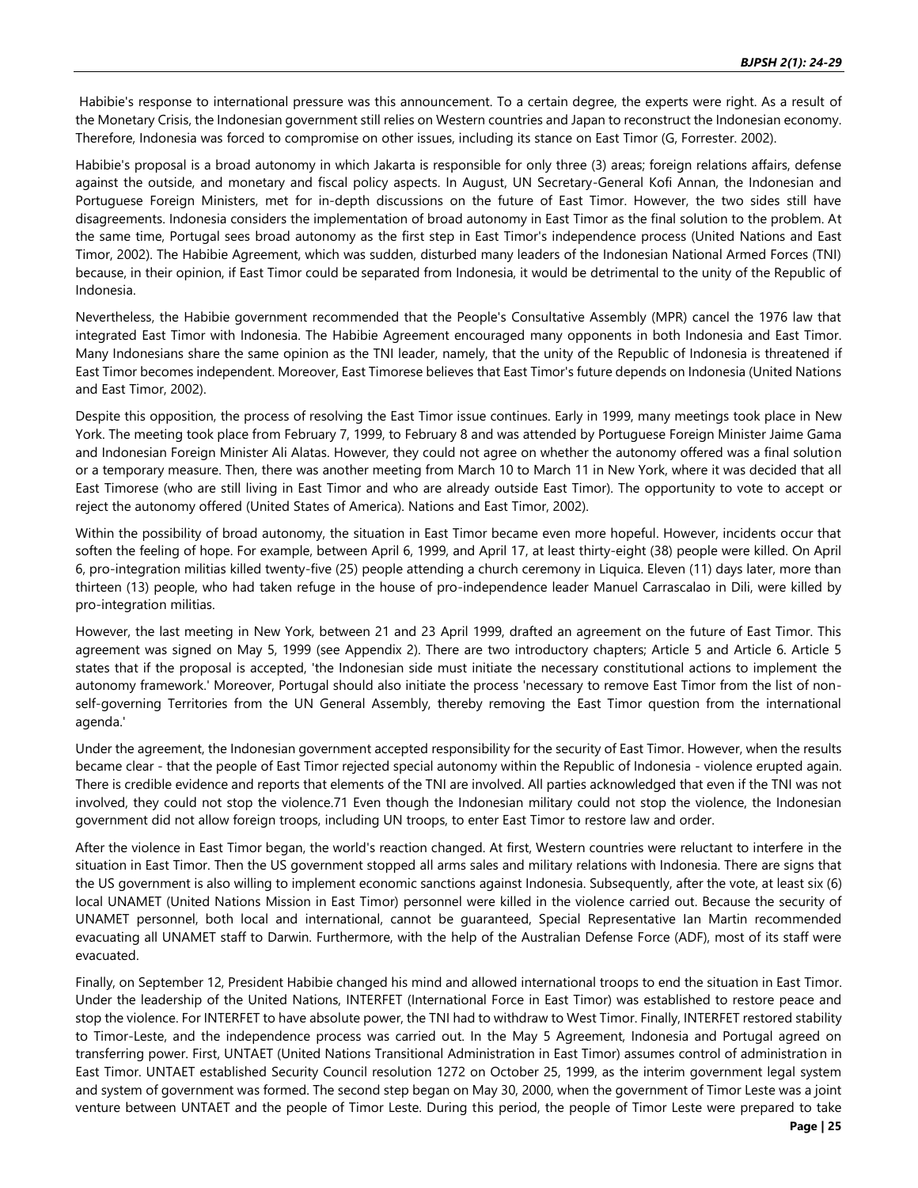Habibie's response to international pressure was this announcement. To a certain degree, the experts were right. As a result of the Monetary Crisis, the Indonesian government still relies on Western countries and Japan to reconstruct the Indonesian economy. Therefore, Indonesia was forced to compromise on other issues, including its stance on East Timor (G, Forrester. 2002).

Habibie's proposal is a broad autonomy in which Jakarta is responsible for only three (3) areas; foreign relations affairs, defense against the outside, and monetary and fiscal policy aspects. In August, UN Secretary-General Kofi Annan, the Indonesian and Portuguese Foreign Ministers, met for in-depth discussions on the future of East Timor. However, the two sides still have disagreements. Indonesia considers the implementation of broad autonomy in East Timor as the final solution to the problem. At the same time, Portugal sees broad autonomy as the first step in East Timor's independence process (United Nations and East Timor, 2002). The Habibie Agreement, which was sudden, disturbed many leaders of the Indonesian National Armed Forces (TNI) because, in their opinion, if East Timor could be separated from Indonesia, it would be detrimental to the unity of the Republic of Indonesia.

Nevertheless, the Habibie government recommended that the People's Consultative Assembly (MPR) cancel the 1976 law that integrated East Timor with Indonesia. The Habibie Agreement encouraged many opponents in both Indonesia and East Timor. Many Indonesians share the same opinion as the TNI leader, namely, that the unity of the Republic of Indonesia is threatened if East Timor becomes independent. Moreover, East Timorese believes that East Timor's future depends on Indonesia (United Nations and East Timor, 2002).

Despite this opposition, the process of resolving the East Timor issue continues. Early in 1999, many meetings took place in New York. The meeting took place from February 7, 1999, to February 8 and was attended by Portuguese Foreign Minister Jaime Gama and Indonesian Foreign Minister Ali Alatas. However, they could not agree on whether the autonomy offered was a final solution or a temporary measure. Then, there was another meeting from March 10 to March 11 in New York, where it was decided that all East Timorese (who are still living in East Timor and who are already outside East Timor). The opportunity to vote to accept or reject the autonomy offered (United States of America). Nations and East Timor, 2002).

Within the possibility of broad autonomy, the situation in East Timor became even more hopeful. However, incidents occur that soften the feeling of hope. For example, between April 6, 1999, and April 17, at least thirty-eight (38) people were killed. On April 6, pro-integration militias killed twenty-five (25) people attending a church ceremony in Liquica. Eleven (11) days later, more than thirteen (13) people, who had taken refuge in the house of pro-independence leader Manuel Carrascalao in Dili, were killed by pro-integration militias.

However, the last meeting in New York, between 21 and 23 April 1999, drafted an agreement on the future of East Timor. This agreement was signed on May 5, 1999 (see Appendix 2). There are two introductory chapters; Article 5 and Article 6. Article 5 states that if the proposal is accepted, 'the Indonesian side must initiate the necessary constitutional actions to implement the autonomy framework.' Moreover, Portugal should also initiate the process 'necessary to remove East Timor from the list of non-self-governing Territories from the UN General Assembly, thereby removing the East Timor question from the international agenda.'

Under the agreement, the Indonesian government accepted responsibility for the security of East Timor. However, when the results became clear - that the people of East Timor rejected special autonomy within the Republic of Indonesia - violence erupted again. There is credible evidence and reports that elements of the TNI are involved. All parties acknowledged that even if the TNI was not involved, they could not stop the violence.71 Even though the Indonesian military could not stop the violence, the Indonesian government did not allow foreign troops, including UN troops, to enter East Timor to restore law and order.

After the violence in East Timor began, the world's reaction changed. At first, Western countries were reluctant to interfere in the situation in East Timor. Then the US government stopped all arms sales and military relations with Indonesia. There are signs that the US government is also willing to implement economic sanctions against Indonesia. Subsequently, after the vote, at least six (6) local UNAMET (United Nations Mission in East Timor) personnel were killed in the violence carried out. Because the security of UNAMET personnel, both local and international, cannot be guaranteed, Special Representative Ian Martin recommended evacuating all UNAMET staff to Darwin. Furthermore, with the help of the Australian Defense Force (ADF), most of its staff were evacuated.

Finally, on September 12, President Habibie changed his mind and allowed international troops to end the situation in East Timor. Under the leadership of the United Nations, INTERFET (International Force in East Timor) was established to restore peace and stop the violence. For INTERFET to have absolute power, the TNI had to withdraw to West Timor. Finally, INTERFET restored stability to Timor-Leste, and the independence process was carried out. In the May 5 Agreement, Indonesia and Portugal agreed on transferring power. First, UNTAET (United Nations Transitional Administration in East Timor) assumes control of administration in East Timor. UNTAET established Security Council resolution 1272 on October 25, 1999, as the interim government legal system and system of government was formed. The second step began on May 30, 2000, when the government of Timor Leste was a joint venture between UNTAET and the people of Timor Leste. During this period, the people of Timor Leste were prepared to take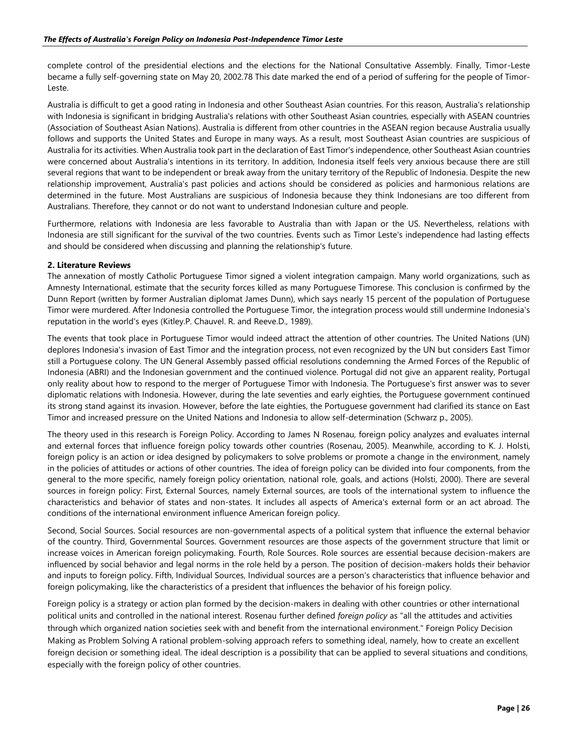complete control of the presidential elections and the elections for the National Consultative Assembly. Finally, Timor-Leste became a fully self-governing state on May 20, 2002.78 This date marked the end of a period of suffering for the people of Timor-Leste.

Australia is difficult to get a good rating in Indonesia and other Southeast Asian countries. For this reason, Australia's relationship with Indonesia is significant in bridging Australia's relations with other Southeast Asian countries, especially with ASEAN countries (Association of Southeast Asian Nations). Australia is different from other countries in the ASEAN region because Australia usually follows and supports the United States and Europe in many ways. As a result, most Southeast Asian countries are suspicious of Australia for its activities. When Australia took part in the declaration of East Timor's independence, other Southeast Asian countries were concerned about Australia's intentions in its territory. In addition, Indonesia itself feels very anxious because there are still several regions that want to be independent or break away from the unitary territory of the Republic of Indonesia. Despite the new relationship improvement, Australia's past policies and actions should be considered as policies and harmonious relations are determined in the future. Most Australians are suspicious of Indonesia because they think Indonesians are too different from Australians. Therefore, they cannot or do not want to understand Indonesian culture and people.

Furthermore, relations with Indonesia are less favorable to Australia than with Japan or the US. Nevertheless, relations with Indonesia are still significant for the survival of the two countries. Events such as Timor Leste's independence had lasting effects and should be considered when discussing and planning the relationship's future.

## 2. Literature Reviews

The annexation of mostly Catholic Portuguese Timor signed a violent integration campaign. Many world organizations, such as Amnesty International, estimate that the security forces killed as many Portuguese Timorese. This conclusion is confirmed by the Dunn Report (written by former Australian diplomat James Dunn), which says nearly 15 percent of the population of Portuguese Timor were murdered. After Indonesia controlled the Portuguese Timor, the integration process would still undermine Indonesia's reputation in the world's eyes (Kitley.P. Chauvel. R. and Reeve.D., 1989).

The events that took place in Portuguese Timor would indeed attract the attention of other countries. The United Nations (UN) deplores Indonesia's invasion of East Timor and the integration process, not even recognized by the UN but considers East Timor still a Portuguese colony. The UN General Assembly passed official resolutions condemning the Armed Forces of the Republic of Indonesia (ABRI) and the Indonesian government and the continued violence. Portugal did not give an apparent reality, Portugal only reality about how to respond to the merger of Portuguese Timor with Indonesia. The Portuguese's first answer was to sever diplomatic relations with Indonesia. However, during the late seventies and early eighties, the Portuguese government continued its strong stand against its invasion. However, before the late eighties, the Portuguese government had clarified its stance on East Timor and increased pressure on the United Nations and Indonesia to allow self-determination (Schwarz p., 2005).

The theory used in this research is Foreign Policy. According to James N Rosenau, foreign policy analyzes and evaluates internal and external forces that influence foreign policy towards other countries (Rosenau, 2005). Meanwhile, according to K. J. Holsti, foreign policy is an action or idea designed by policymakers to solve problems or promote a change in the environment, namely in the policies of attitudes or actions of other countries. The idea of foreign policy can be divided into four components, from the general to the more specific, namely foreign policy orientation, national role, goals, and actions (Holsti, 2000). There are several sources in foreign policy: First, External Sources, namely External sources, are tools of the international system to influence the characteristics and behavior of states and non-states. It includes all aspects of America's external form or an act abroad. The conditions of the international environment influence American foreign policy.

Second, Social Sources. Social resources are non-governmental aspects of a political system that influence the external behavior of the country. Third, Governmental Sources. Government resources are those aspects of the government structure that limit or increase voices in American foreign policymaking. Fourth, Role Sources. Role sources are essential because decision-makers are influenced by social behavior and legal norms in the role held by a person. The position of decision-makers holds their behavior and inputs to foreign policy. Fifth, Individual Sources, Individual sources are a person's characteristics that influence behavior and foreign policymaking, like the characteristics of a president that influences the behavior of his foreign policy.

Foreign policy is a strategy or action plan formed by the decision-makers in dealing with other countries or other international political units and controlled in the national interest. Rosenau further defined *foreign policy* as "all the attitudes and activities through which organized nation societies seek with and benefit from the international environment." Foreign Policy Decision Making as Problem Solving A rational problem-solving approach refers to something ideal, namely, how to create an excellent foreign decision or something ideal. The ideal description is a possibility that can be applied to several situations and conditions, especially with the foreign policy of other countries.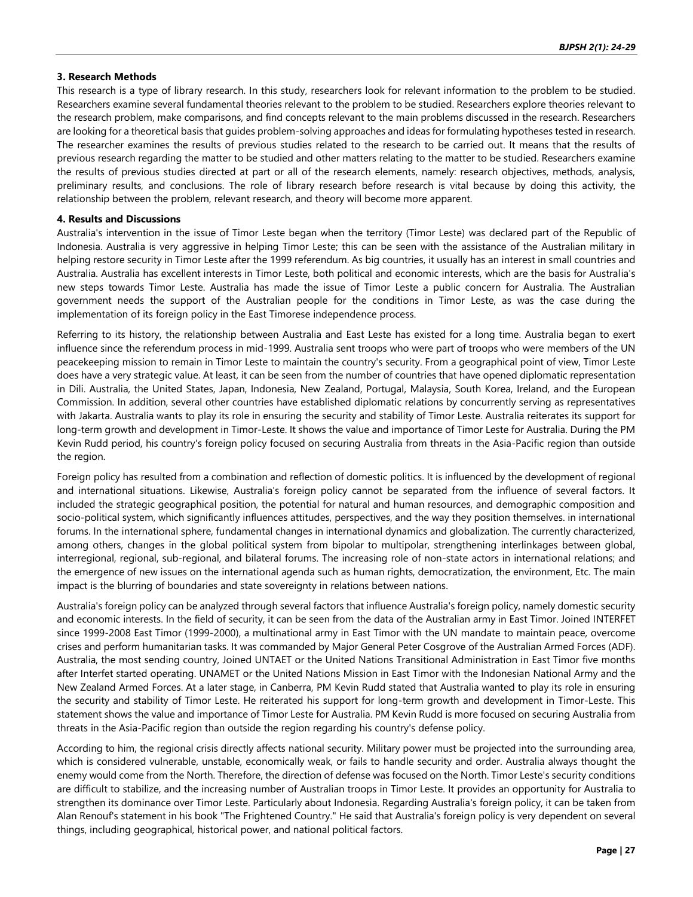### 3. Research Methods

This research is a type of library research. In this study, researchers look for relevant information to the problem to be studied. Researchers examine several fundamental theories relevant to the problem to be studied. Researchers explore theories relevant to the research problem, make comparisons, and find concepts relevant to the main problems discussed in the research. Researchers are looking for a theoretical basis that guides problem-solving approaches and ideas for formulating hypotheses tested in research. The researcher examines the results of previous studies related to the research to be carried out. It means that the results of previous research regarding the matter to be studied and other matters relating to the matter to be studied. Researchers examine the results of previous studies directed at part or all of the research elements, namely: research objectives, methods, analysis, preliminary results, and conclusions. The role of library research before research is vital because by doing this activity, the relationship between the problem, relevant research, and theory will become more apparent.

### 4. Results and Discussions

Australia's intervention in the issue of Timor Leste began when the territory (Timor Leste) was declared part of the Republic of Indonesia. Australia is very aggressive in helping Timor Leste; this can be seen with the assistance of the Australian military in helping restore security in Timor Leste after the 1999 referendum. As big countries, it usually has an interest in small countries and Australia. Australia has excellent interests in Timor Leste, both political and economic interests, which are the basis for Australia's new steps towards Timor Leste. Australia has made the issue of Timor Leste a public concern for Australia. The Australian government needs the support of the Australian people for the conditions in Timor Leste, as was the case during the implementation of its foreign policy in the East Timorese independence process.

Referring to its history, the relationship between Australia and East Leste has existed for a long time. Australia began to exert influence since the referendum process in mid-1999. Australia sent troops who were part of troops who were members of the UN peacekeeping mission to remain in Timor Leste to maintain the country's security. From a geographical point of view, Timor Leste does have a very strategic value. At least, it can be seen from the number of countries that have opened diplomatic representation in Dili. Australia, the United States, Japan, Indonesia, New Zealand, Portugal, Malaysia, South Korea, Ireland, and the European Commission. In addition, several other countries have established diplomatic relations by concurrently serving as representatives with Jakarta. Australia wants to play its role in ensuring the security and stability of Timor Leste. Australia reiterates its support for long-term growth and development in Timor-Leste. It shows the value and importance of Timor Leste for Australia. During the PM Kevin Rudd period, his country's foreign policy focused on securing Australia from threats in the Asia-Pacific region than outside the region.

Foreign policy has resulted from a combination and reflection of domestic politics. It is influenced by the development of regional and international situations. Likewise, Australia's foreign policy cannot be separated from the influence of several factors. It included the strategic geographical position, the potential for natural and human resources, and demographic composition and socio-political system, which significantly influences attitudes, perspectives, and the way they position themselves. in international forums. In the international sphere, fundamental changes in international dynamics and globalization. The currently characterized, among others, changes in the global political system from bipolar to multipolar, strengthening interlinkages between global, interregional, regional, sub-regional, and bilateral forums. The increasing role of non-state actors in international relations; and the emergence of new issues on the international agenda such as human rights, democratization, the environment, Etc. The main impact is the blurring of boundaries and state sovereignty in relations between nations.

Australia's foreign policy can be analyzed through several factors that influence Australia's foreign policy, namely domestic security and economic interests. In the field of security, it can be seen from the data of the Australian army in East Timor. Joined INTERFET since 1999-2008 East Timor (1999-2000), a multinational army in East Timor with the UN mandate to maintain peace, overcome crises and perform humanitarian tasks. It was commanded by Major General Peter Cosgrove of the Australian Armed Forces (ADF). Australia, the most sending country, Joined UNTAET or the United Nations Transitional Administration in East Timor five months after Interfet started operating. UNAMET or the United Nations Mission in East Timor with the Indonesian National Army and the New Zealand Armed Forces. At a later stage, in Canberra, PM Kevin Rudd stated that Australia wanted to play its role in ensuring the security and stability of Timor Leste. He reiterated his support for long-term growth and development in Timor-Leste. This statement shows the value and importance of Timor Leste for Australia. PM Kevin Rudd is more focused on securing Australia from threats in the Asia-Pacific region than outside the region regarding his country's defense policy.

According to him, the regional crisis directly affects national security. Military power must be projected into the surrounding area, which is considered vulnerable, unstable, economically weak, or fails to handle security and order. Australia always thought the enemy would come from the North. Therefore, the direction of defense was focused on the North. Timor Leste's security conditions are difficult to stabilize, and the increasing number of Australian troops in Timor Leste. It provides an opportunity for Australia to strengthen its dominance over Timor Leste. Particularly about Indonesia. Regarding Australia's foreign policy, it can be taken from Alan Renouf's statement in his book "The Frightened Country." He said that Australia's foreign policy is very dependent on several things, including geographical, historical power, and national political factors.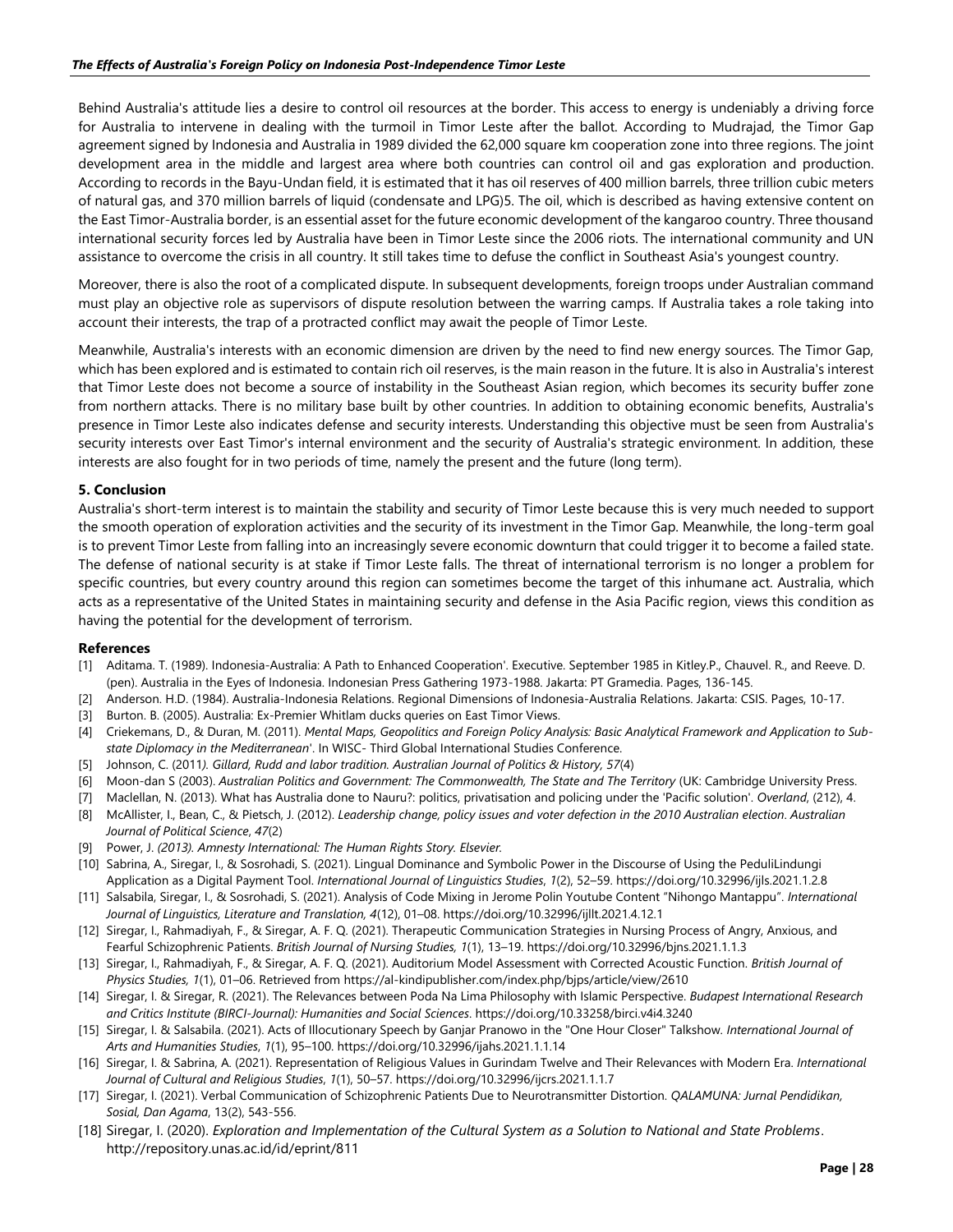Behind Australia's attitude lies a desire to control oil resources at the border. This access to energy is undeniably a driving force for Australia to intervene in dealing with the turmoil in Timor Leste after the ballot. According to Mudrajad, the Timor Gap agreement signed by Indonesia and Australia in 1989 divided the 62,000 square km cooperation zone into three regions. The joint development area in the middle and largest area where both countries can control oil and gas exploration and production. According to records in the Bayu-Undan field, it is estimated that it has oil reserves of 400 million barrels, three trillion cubic meters of natural gas, and 370 million barrels of liquid (condensate and LPG)5. The oil, which is described as having extensive content on the East Timor-Australia border, is an essential asset for the future economic development of the kangaroo country. Three thousand international security forces led by Australia have been in Timor Leste since the 2006 riots. The international community and UN assistance to overcome the crisis in all country. It still takes time to defuse the conflict in Southeast Asia's youngest country.

Moreover, there is also the root of a complicated dispute. In subsequent developments, foreign troops under Australian command must play an objective role as supervisors of dispute resolution between the warring camps. If Australia takes a role taking into account their interests, the trap of a protracted conflict may await the people of Timor Leste.

Meanwhile, Australia's interests with an economic dimension are driven by the need to find new energy sources. The Timor Gap, which has been explored and is estimated to contain rich oil reserves, is the main reason in the future. It is also in Australia's interest that Timor Leste does not become a source of instability in the Southeast Asian region, which becomes its security buffer zone from northern attacks. There is no military base built by other countries. In addition to obtaining economic benefits, Australia's presence in Timor Leste also indicates defense and security interests. Understanding this objective must be seen from Australia's security interests over East Timor's internal environment and the security of Australia's strategic environment. In addition, these interests are also fought for in two periods of time, namely the present and the future (long term).

## 5. Conclusion

Australia's short-term interest is to maintain the stability and security of Timor Leste because this is very much needed to support the smooth operation of exploration activities and the security of its investment in the Timor Gap. Meanwhile, the long-term goal is to prevent Timor Leste from falling into an increasingly severe economic downturn that could trigger it to become a failed state. The defense of national security is at stake if Timor Leste falls. The threat of international terrorism is no longer a problem for specific countries, but every country around this region can sometimes become the target of this inhumane act. Australia, which acts as a representative of the United States in maintaining security and defense in the Asia Pacific region, views this condition as having the potential for the development of terrorism.

## References

[1] Aditama. T. (1989). Indonesia-Australia: A Path to Enhanced Cooperation'. Executive. September 1985 in Kitley.P., Chauvel. R., and Reeve. D. (pen). Australia in the Eyes of Indonesia. Indonesian Press Gathering 1973-1988. Jakarta: PT Gramedia. Pages, 136-145.

[2] Anderson. H.D. (1984). Australia-Indonesia Relations. Regional Dimensions of Indonesia-Australia Relations. Jakarta: CSIS. Pages, 10-17.

[3] Burton. B. (2005). Australia: Ex-Premier Whitlam ducks queries on East Timor Views.

[4] Criekemans, D., & Duran, M. (2011). *Mental Maps, Geopolitics and Foreign Policy Analysis: Basic Analytical Framework and Application to Sub-state Diplomacy in the Mediterranean*'. In WISC- Third Global International Studies Conference.

[5] Johnson, C. (2011*). Gillard, Rudd and labor tradition. Australian Journal of Politics & History, 57*(4)

[6] Moon-dan S (2003). *Australian Politics and Government: The Commonwealth, The State and The Territory* (UK: Cambridge University Press.

[7] Maclellan, N. (2013). What has Australia done to Nauru?: politics, privatisation and policing under the 'Pacific solution'. *Overland*, (212), 4.

[8] McAllister, I., Bean, C., & Pietsch, J. (2012). *Leadership change, policy issues and voter defection in the 2010 Australian election. Australian Journal of Political Science*, *47*(2)

[9] Power, J. *(2013). Amnesty International: The Human Rights Story. Elsevier.*

[10] Sabrina, A., Siregar, I., & Sosrohadi, S. (2021). Lingual Dominance and Symbolic Power in the Discourse of Using the PeduliLindungi Application as a Digital Payment Tool. *International Journal of Linguistics Studies*, *1*(2), 52–59. https://doi.org/10.32996/ijls.2021.1.2.8

[11] Salsabila, Siregar, I., & Sosrohadi, S. (2021). Analysis of Code Mixing in Jerome Polin Youtube Content "Nihongo Mantappu". *International Journal of Linguistics, Literature and Translation, 4*(12), 01–08. https://doi.org/10.32996/ijllt.2021.4.12.1

[12] Siregar, I., Rahmadiyah, F., & Siregar, A. F. Q. (2021). Therapeutic Communication Strategies in Nursing Process of Angry, Anxious, and Fearful Schizophrenic Patients. *British Journal of Nursing Studies, 1*(1), 13–19. https://doi.org/10.32996/bjns.2021.1.1.3

[13] Siregar, I., Rahmadiyah, F., & Siregar, A. F. Q. (2021). Auditorium Model Assessment with Corrected Acoustic Function. *British Journal of Physics Studies, 1*(1), 01–06. Retrieved from https://al-kindipublisher.com/index.php/bjps/article/view/2610

[14] Siregar, I. & Siregar, R. (2021). The Relevances between Poda Na Lima Philosophy with Islamic Perspective. *Budapest International Research and Critics Institute (BIRCI-Journal): Humanities and Social Sciences*. https://doi.org/10.33258/birci.v4i4.3240

[15] Siregar, I. & Salsabila. (2021). Acts of Illocutionary Speech by Ganjar Pranowo in the "One Hour Closer" Talkshow. *International Journal of Arts and Humanities Studies*, *1*(1), 95–100. https://doi.org/10.32996/ijahs.2021.1.1.14

[16] Siregar, I. & Sabrina, A. (2021). Representation of Religious Values in Gurindam Twelve and Their Relevances with Modern Era. *International Journal of Cultural and Religious Studies*, *1*(1), 50–57. https://doi.org/10.32996/ijcrs.2021.1.1.7

[17] Siregar, I. (2021). Verbal Communication of Schizophrenic Patients Due to Neurotransmitter Distortion. *QALAMUNA: Jurnal Pendidikan, Sosial, Dan Agama*, 13(2), 543-556.

[18] Siregar, I. (2020). *Exploration and Implementation of the Cultural System as a Solution to National and State Problems*. http://repository.unas.ac.id/id/eprint/811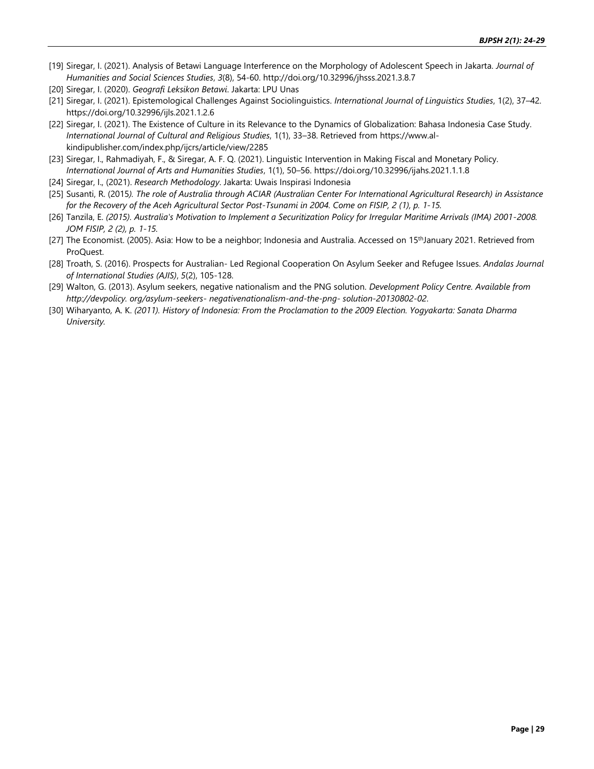[19] Siregar, I. (2021). Analysis of Betawi Language Interference on the Morphology of Adolescent Speech in Jakarta. *Journal of Humanities and Social Sciences Studies*, *3*(8), 54-60. http://doi.org/10.32996/jhsss.2021.3.8.7

[20] Siregar, I. (2020). *Geografi Leksikon Betawi*. Jakarta: LPU Unas

[21] Siregar, I. (2021). Epistemological Challenges Against Sociolinguistics. *International Journal of Linguistics Studies*, 1(2), 37–42. https://doi.org/10.32996/ijls.2021.1.2.6

[22] Siregar, I. (2021). The Existence of Culture in its Relevance to the Dynamics of Globalization: Bahasa Indonesia Case Study. *International Journal of Cultural and Religious Studies*, 1(1), 33–38. Retrieved from https://www.al-kindipublisher.com/index.php/ijcrs/article/view/2285

[23] Siregar, I., Rahmadiyah, F., & Siregar, A. F. Q. (2021). Linguistic Intervention in Making Fiscal and Monetary Policy. *International Journal of Arts and Humanities Studies*, 1(1), 50–56. https://doi.org/10.32996/ijahs.2021.1.1.8

[24] Siregar, I., (2021). *Research Methodology*. Jakarta: Uwais Inspirasi Indonesia

[25] Susanti, R. (2015*). The role of Australia through ACIAR (Australian Center For International Agricultural Research) in Assistance for the Recovery of the Aceh Agricultural Sector Post-Tsunami in 2004. Come on FISIP, 2 (1), p. 1-15.*

[26] Tanzila, E. *(2015). Australia's Motivation to Implement a Securitization Policy for Irregular Maritime Arrivals (IMA) 2001-2008. JOM FISIP, 2 (2), p. 1-15.*

[27] The Economist. (2005). Asia: How to be a neighbor; Indonesia and Australia. Accessed on 15th January 2021. Retrieved from ProQuest.

[28] Troath, S. (2016). Prospects for Australian- Led Regional Cooperation On Asylum Seeker and Refugee Issues. *Andalas Journal of International Studies (AJIS)*, *5*(2), 105-128.

[29] Walton, G. (2013). Asylum seekers, negative nationalism and the PNG solution. *Development Policy Centre. Available from http://devpolicy. org/asylum-seekers- negativenationalism-and-the-png- solution-20130802-02*.

[30] Wiharyanto, A. K. *(2011). History of Indonesia: From the Proclamation to the 2009 Election. Yogyakarta: Sanata Dharma University.*